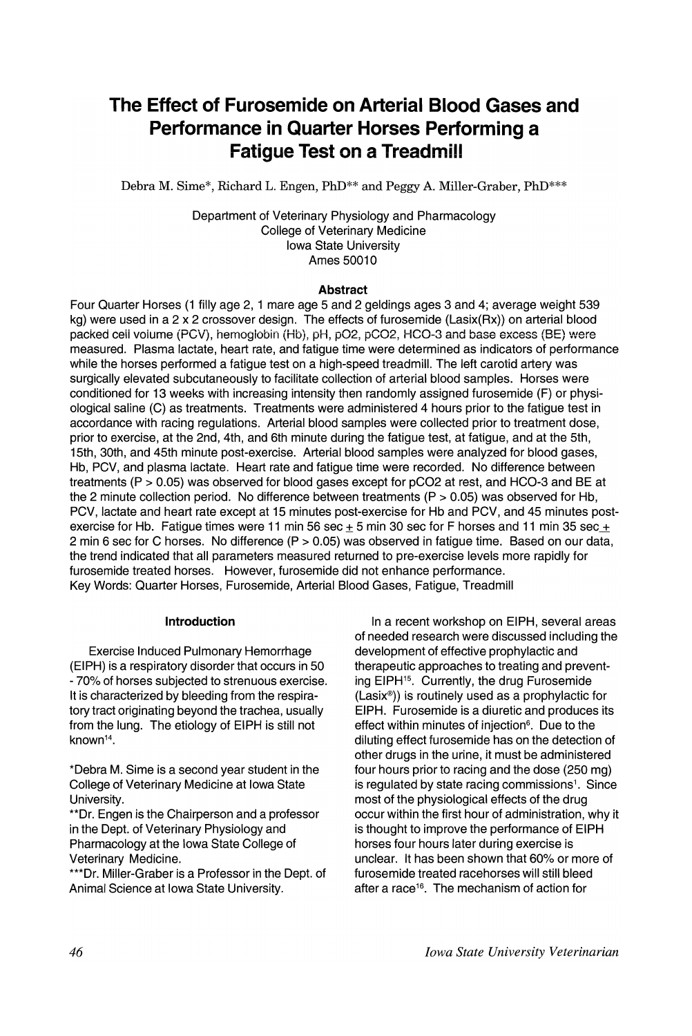# The Effect of Furosemide on Arterial Blood Gases and Performance in Quarter Horses Performing a Fatigue Test on a Treadmill

Debra M. Sime*, Richard L. Engen, PhD** and Peggy A. Miller-Graber, PhD***

Department of Veterinary Physiology and Pharmacology
College of Veterinary Medicine
Iowa State University
Ames 50010

### Abstract

Four Quarter Horses (1 filly age 2, 1 mare age 5 and 2 geldings ages 3 and 4; average weight 539 kg) were used in a 2 x 2 crossover design. The effects of furosemide (Lasix(Rx)) on arterial blood packed cell volume (PCV), hemoglobin (Hb), pH, pO2, pCO2, HCO-3 and base excess (BE) were measured. Plasma lactate, heart rate, and fatigue time were determined as indicators of performance while the horses performed a fatigue test on a high-speed treadmill. The left carotid artery was surgically elevated subcutaneously to facilitate collection of arterial blood samples. Horses were conditioned for 13 weeks with increasing intensity then randomly assigned furosemide (F) or physiological saline (C) as treatments. Treatments were administered 4 hours prior to the fatigue test in accordance with racing regulations. Arterial blood samples were collected prior to treatment dose, prior to exercise, at the 2nd, 4th, and 6th minute during the fatigue test, at fatigue, and at the 5th, 15th, 30th, and 45th minute post-exercise. Arterial blood samples were analyzed for blood gases, Hb, PCV, and plasma lactate. Heart rate and fatigue time were recorded. No difference between treatments (P > 0.05) was observed for blood gases except for pCO2 at rest, and HCO-3 and BE at the 2 minute collection period. No difference between treatments (P > 0.05) was observed for Hb, PCV, lactate and heart rate except at 15 minutes post-exercise for Hb and PCV, and 45 minutes post-exercise for Hb. Fatigue times were 11 min 56 sec $\pm$ 5 min 30 sec for F horses and 11 min 35 sec $\pm$ 2 min 6 sec for C horses. No difference (P > 0.05) was observed in fatigue time. Based on our data, the trend indicated that all parameters measured returned to pre-exercise levels more rapidly for furosemide treated horses. However, furosemide did not enhance performance.

Key Words: Quarter Horses, Furosemide, Arterial Blood Gases, Fatigue, Treadmill

### Introduction

Exercise Induced Pulmonary Hemorrhage (EIPH) is a respiratory disorder that occurs in 50 - 70% of horses subjected to strenuous exercise. It is characterized by bleeding from the respiratory tract originating beyond the trachea, usually from the lung. The etiology of EIPH is still not known[14].

*Debra M. Sime is a second year student in the College of Veterinary Medicine at Iowa State University.

**Dr. Engen is the Chairperson and a professor in the Dept. of Veterinary Physiology and Pharmacology at the Iowa State College of Veterinary Medicine.

***Dr. Miller-Graber is a Professor in the Dept. of Animal Science at Iowa State University.

In a recent workshop on EIPH, several areas of needed research were discussed including the development of effective prophylactic and therapeutic approaches to treating and preventing EIPH[15]. Currently, the drug Furosemide (Lasix®)) is routinely used as a prophylactic for EIPH. Furosemide is a diuretic and produces its effect within minutes of injection[6]. Due to the diluting effect furosemide has on the detection of other drugs in the urine, it must be administered four hours prior to racing and the dose (250 mg) is regulated by state racing commissions[1]. Since most of the physiological effects of the drug occur within the first hour of administration, why it is thought to improve the performance of EIPH horses four hours later during exercise is unclear. It has been shown that 60% or more of furosemide treated racehorses will still bleed after a race[16]. The mechanism of action for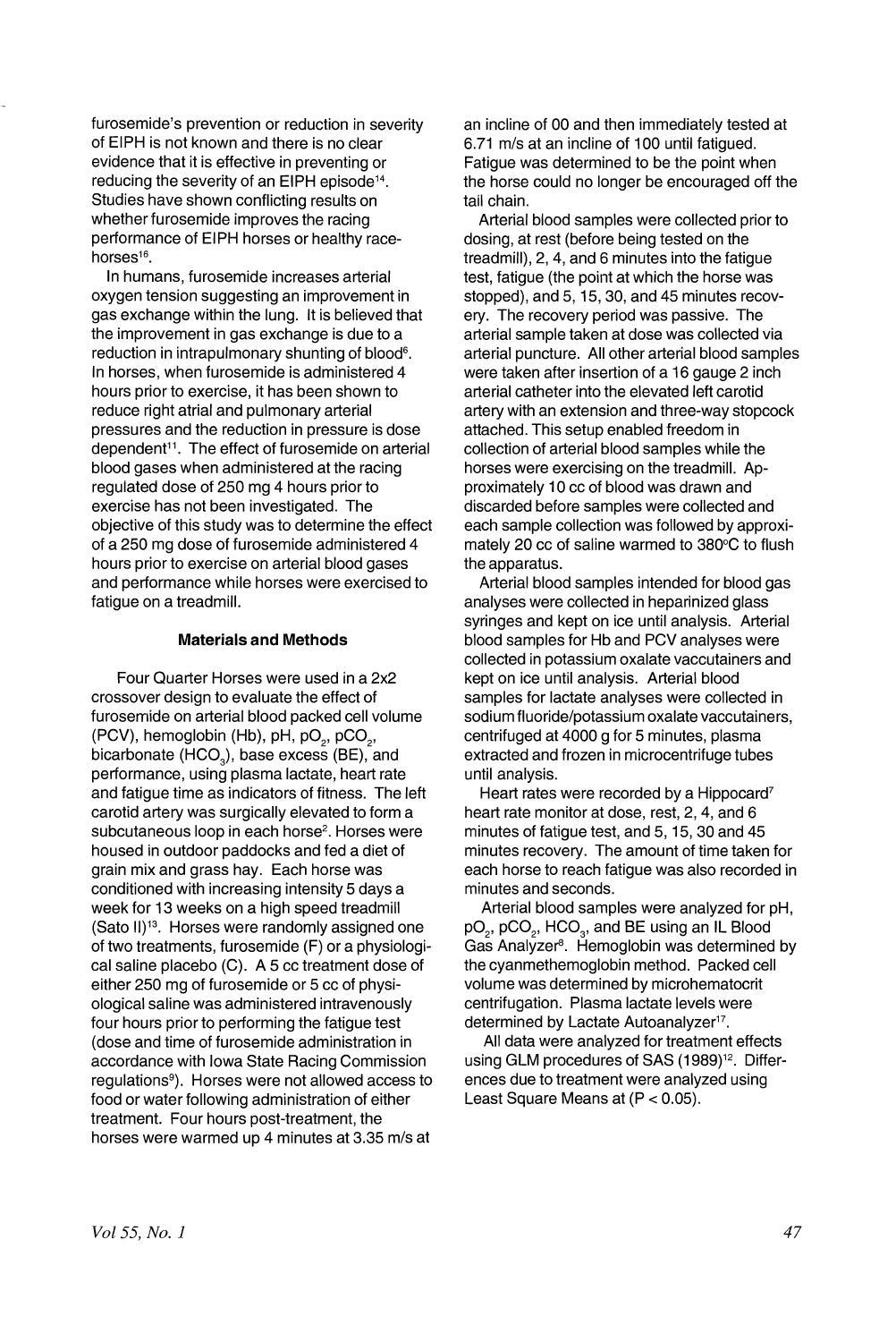furosemide's prevention or reduction in severity of EIPH is not known and there is no clear evidence that it is effective in preventing or reducing the severity of an EIPH episode[14]. Studies have shown conflicting results on whether furosemide improves the racing performance of EIPH horses or healthy racehorses[16].

In humans, furosemide increases arterial oxygen tension suggesting an improvement in gas exchange within the lung. It is believed that the improvement in gas exchange is due to a reduction in intrapulmonary shunting of blood[6]. In horses, when furosemide is administered 4 hours prior to exercise, it has been shown to reduce right atrial and pulmonary arterial pressures and the reduction in pressure is dose dependent[11]. The effect of furosemide on arterial blood gases when administered at the racing regulated dose of 250 mg 4 hours prior to exercise has not been investigated. The objective of this study was to determine the effect of a 250 mg dose of furosemide administered 4 hours prior to exercise on arterial blood gases and performance while horses were exercised to fatigue on a treadmill.

## Materials and Methods

Four Quarter Horses were used in a 2x2 crossover design to evaluate the effect of furosemide on arterial blood packed cell volume (PCV), hemoglobin (Hb), pH, $pO_2$, $pCO_2$, bicarbonate ($HCO_3$), base excess (BE), and performance, using plasma lactate, heart rate and fatigue time as indicators of fitness. The left carotid artery was surgically elevated to form a subcutaneous loop in each horse[2]. Horses were housed in outdoor paddocks and fed a diet of grain mix and grass hay. Each horse was conditioned with increasing intensity 5 days a week for 13 weeks on a high speed treadmill (Sato II)[13]. Horses were randomly assigned one of two treatments, furosemide (F) or a physiological saline placebo (C). A 5 cc treatment dose of either 250 mg of furosemide or 5 cc of physiological saline was administered intravenously four hours prior to performing the fatigue test (dose and time of furosemide administration in accordance with Iowa State Racing Commission regulations[9]). Horses were not allowed access to food or water following administration of either treatment. Four hours post-treatment, the horses were warmed up 4 minutes at 3.35 m/s at an incline of 00 and then immediately tested at 6.71 m/s at an incline of 100 until fatigued. Fatigue was determined to be the point when the horse could no longer be encouraged off the tail chain.

Arterial blood samples were collected prior to dosing, at rest (before being tested on the treadmill), 2, 4, and 6 minutes into the fatigue test, fatigue (the point at which the horse was stopped), and 5, 15, 30, and 45 minutes recovery. The recovery period was passive. The arterial sample taken at dose was collected via arterial puncture. All other arterial blood samples were taken after insertion of a 16 gauge 2 inch arterial catheter into the elevated left carotid artery with an extension and three-way stopcock attached. This setup enabled freedom in collection of arterial blood samples while the horses were exercising on the treadmill. Approximately 10 cc of blood was drawn and discarded before samples were collected and each sample collection was followed by approximately 20 cc of saline warmed to 380°C to flush the apparatus.

Arterial blood samples intended for blood gas analyses were collected in heparinized glass syringes and kept on ice until analysis. Arterial blood samples for Hb and PCV analyses were collected in potassium oxalate vaccutainers and kept on ice until analysis. Arterial blood samples for lactate analyses were collected in sodium fluoride/potassium oxalate vaccutainers, centrifuged at 4000 g for 5 minutes, plasma extracted and frozen in microcentrifuge tubes until analysis.

Heart rates were recorded by a Hippocard[7] heart rate monitor at dose, rest, 2, 4, and 6 minutes of fatigue test, and 5, 15, 30 and 45 minutes recovery. The amount of time taken for each horse to reach fatigue was also recorded in minutes and seconds.

Arterial blood samples were analyzed for pH, $pO_2$, $pCO_2$, $HCO_3$, and BE using an IL Blood Gas Analyzer[8]. Hemoglobin was determined by the cyanmethemoglobin method. Packed cell volume was determined by microhematocrit centrifugation. Plasma lactate levels were determined by Lactate Autoanalyzer[17].

All data were analyzed for treatment effects using GLM procedures of SAS (1989)[12]. Differences due to treatment were analyzed using Least Square Means at ($P < 0.05$).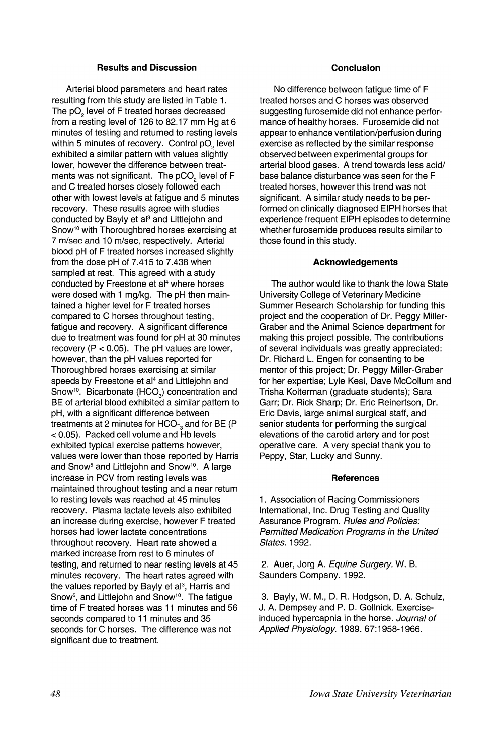## Results and Discussion

Arterial blood parameters and heart rates resulting from this study are listed in Table 1. The $pO_2$ level of F treated horses decreased from a resting level of 126 to 82.17 mm Hg at 6 minutes of testing and returned to resting levels within 5 minutes of recovery. Control $pO_2$ level exhibited a similar pattern with values slightly lower, however the difference between treatments was not significant. The $pCO_2$ level of F and C treated horses closely followed each other with lowest levels at fatigue and 5 minutes recovery. These results agree with studies conducted by Bayly et al[3] and Littlejohn and Snow[10] with Thoroughbred horses exercising at 7 m/sec and 10 m/sec, respectively. Arterial blood pH of F treated horses increased slightly from the dose pH of 7.415 to 7.438 when sampled at rest. This agreed with a study conducted by Freestone et al[4] where horses were dosed with 1 mg/kg. The pH then maintained a higher level for F treated horses compared to C horses throughout testing, fatigue and recovery. A significant difference due to treatment was found for pH at 30 minutes recovery ($P < 0.05$). The pH values are lower, however, than the pH values reported for Thoroughbred horses exercising at similar speeds by Freestone et al[4] and Littlejohn and Snow[10]. Bicarbonate ($HCO_3$) concentration and BE of arterial blood exhibited a similar pattern to pH, with a significant difference between treatments at 2 minutes for $HCO_3^-$ and for BE ($P < 0.05$). Packed cell volume and Hb levels exhibited typical exercise patterns however, values were lower than those reported by Harris and Snow[5] and Littlejohn and Snow[10]. A large increase in PCV from resting levels was maintained throughout testing and a near return to resting levels was reached at 45 minutes recovery. Plasma lactate levels also exhibited an increase during exercise, however F treated horses had lower lactate concentrations throughout recovery. Heart rate showed a marked increase from rest to 6 minutes of testing, and returned to near resting levels at 45 minutes recovery. The heart rates agreed with the values reported by Bayly et al[3], Harris and Snow[5], and Littlejohn and Snow[10]. The fatigue time of F treated horses was 11 minutes and 56 seconds compared to 11 minutes and 35 seconds for C horses. The difference was not significant due to treatment.

## Conclusion

No difference between fatigue time of F treated horses and C horses was observed suggesting furosemide did not enhance performance of healthy horses. Furosemide did not appear to enhance ventilation/perfusion during exercise as reflected by the similar response observed between experimental groups for arterial blood gases. A trend towards less acid/base balance disturbance was seen for the F treated horses, however this trend was not significant. A similar study needs to be performed on clinically diagnosed EIPH horses that experience frequent EIPH episodes to determine whether furosemide produces results similar to those found in this study.

## Acknowledgements

The author would like to thank the Iowa State University College of Veterinary Medicine Summer Research Scholarship for funding this project and the cooperation of Dr. Peggy Miller-Graber and the Animal Science department for making this project possible. The contributions of several individuals was greatly appreciated: Dr. Richard L. Engen for consenting to be mentor of this project; Dr. Peggy Miller-Graber for her expertise; Lyle Kesl, Dave McCollum and Trisha Kolterman (graduate students); Sara Garr; Dr. Rick Sharp; Dr. Eric Reinertson, Dr. Eric Davis, large animal surgical staff, and senior students for performing the surgical elevations of the carotid artery and for post operative care. A very special thank you to Peppy, Star, Lucky and Sunny.

## References

1. Association of Racing Commissioners International, Inc. Drug Testing and Quality Assurance Program. *Rules and Policies: Permitted Medication Programs in the United States.* 1992.

2. Auer, Jorg A. *Equine Surgery.* W. B. Saunders Company. 1992.

3. Bayly, W. M., D. R. Hodgson, D. A. Schulz, J. A. Dempsey and P. D. Gollnick. Exercise-induced hypercapnia in the horse. *Journal of Applied Physiology.* 1989. 67:1958-1966.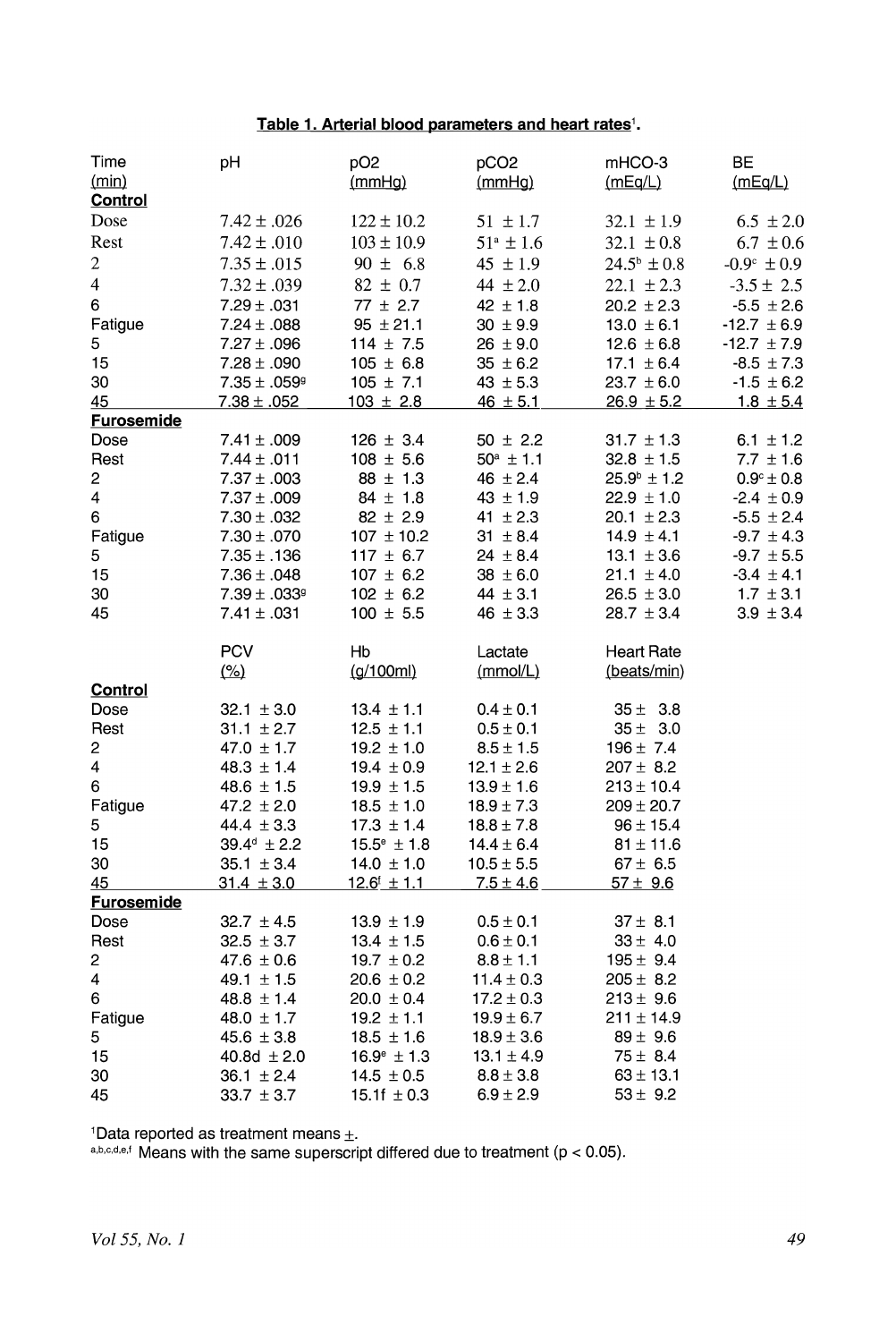**Table 1. Arterial blood parameters and heart rates[1].**

| Time (min) | pH | pO2 (mmHg) | pCO2 (mmHg) | mHCO-3 (mEq/L) | BE (mEq/L) |
|---|---|---|---|---|---|
| **Control** | | | | | |
| Dose | 7.42 ± .026 | 122 ± 10.2 | 51 ± 1.7 | 32.1 ± 1.9 | 6.5 ± 2.0 |
| Rest | 7.42 ± .010 | 103 ± 10.9 | 51[a] ± 1.6 | 32.1 ± 0.8 | 6.7 ± 0.6 |
| 2 | 7.35 ± .015 | 90 ± 6.8 | 45 ± 1.9 | 24.5[b] ± 0.8 | -0.9[c] ± 0.9 |
| 4 | 7.32 ± .039 | 82 ± 0.7 | 44 ± 2.0 | 22.1 ± 2.3 | -3.5 ± 2.5 |
| 6 | 7.29 ± .031 | 77 ± 2.7 | 42 ± 1.8 | 20.2 ± 2.3 | -5.5 ± 2.6 |
| Fatigue | 7.24 ± .088 | 95 ± 21.1 | 30 ± 9.9 | 13.0 ± 6.1 | -12.7 ± 6.9 |
| 5 | 7.27 ± .096 | 114 ± 7.5 | 26 ± 9.0 | 12.6 ± 6.8 | -12.7 ± 7.9 |
| 15 | 7.28 ± .090 | 105 ± 6.8 | 35 ± 6.2 | 17.1 ± 6.4 | -8.5 ± 7.3 |
| 30 | 7.35 ± .059[g] | 105 ± 7.1 | 43 ± 5.3 | 23.7 ± 6.0 | -1.5 ± 6.2 |
| 45 | 7.38 ± .052 | 103 ± 2.8 | 46 ± 5.1 | 26.9 ± 5.2 | 1.8 ± 5.4 |
| **Furosemide** | | | | | |
| Dose | 7.41 ± .009 | 126 ± 3.4 | 50 ± 2.2 | 31.7 ± 1.3 | 6.1 ± 1.2 |
| Rest | 7.44 ± .011 | 108 ± 5.6 | 50[a] ± 1.1 | 32.8 ± 1.5 | 7.7 ± 1.6 |
| 2 | 7.37 ± .003 | 88 ± 1.3 | 46 ± 2.4 | 25.9[b] ± 1.2 | 0.9[c] ± 0.8 |
| 4 | 7.37 ± .009 | 84 ± 1.8 | 43 ± 1.9 | 22.9 ± 1.0 | -2.4 ± 0.9 |
| 6 | 7.30 ± .032 | 82 ± 2.9 | 41 ± 2.3 | 20.1 ± 2.3 | -5.5 ± 2.4 |
| Fatigue | 7.30 ± .070 | 107 ± 10.2 | 31 ± 8.4 | 14.9 ± 4.1 | -9.7 ± 4.3 |
| 5 | 7.35 ± .136 | 117 ± 6.7 | 24 ± 8.4 | 13.1 ± 3.6 | -9.7 ± 5.5 |
| 15 | 7.36 ± .048 | 107 ± 6.2 | 38 ± 6.0 | 21.1 ± 4.0 | -3.4 ± 4.1 |
| 30 | 7.39 ± .033[g] | 102 ± 6.2 | 44 ± 3.1 | 26.5 ± 3.0 | 1.7 ± 3.1 |
| 45 | 7.41 ± .031 | 100 ± 5.5 | 46 ± 3.3 | 28.7 ± 3.4 | 3.9 ± 3.4 |

| Time (min) | PCV (%) | Hb (g/100ml) | Lactate (mmol/L) | Heart Rate (beats/min) |
|---|---|---|---|---|
| **Control** | | | | |
| Dose | 32.1 ± 3.0 | 13.4 ± 1.1 | 0.4 ± 0.1 | 35 ± 3.8 |
| Rest | 31.1 ± 2.7 | 12.5 ± 1.1 | 0.5 ± 0.1 | 35 ± 3.0 |
| 2 | 47.0 ± 1.7 | 19.2 ± 1.0 | 8.5 ± 1.5 | 196 ± 7.4 |
| 4 | 48.3 ± 1.4 | 19.4 ± 0.9 | 12.1 ± 2.6 | 207 ± 8.2 |
| 6 | 48.6 ± 1.5 | 19.9 ± 1.5 | 13.9 ± 1.6 | 213 ± 10.4 |
| Fatigue | 47.2 ± 2.0 | 18.5 ± 1.0 | 18.9 ± 7.3 | 209 ± 20.7 |
| 5 | 44.4 ± 3.3 | 17.3 ± 1.4 | 18.8 ± 7.8 | 96 ± 15.4 |
| 15 | 39.4[d] ± 2.2 | 15.5[e] ± 1.8 | 14.4 ± 6.4 | 81 ± 11.6 |
| 30 | 35.1 ± 3.4 | 14.0 ± 1.0 | 10.5 ± 5.5 | 67 ± 6.5 |
| 45 | 31.4 ± 3.0 | 12.6[f] ± 1.1 | 7.5 ± 4.6 | 57 ± 9.6 |
| **Furosemide** | | | | |
| Dose | 32.7 ± 4.5 | 13.9 ± 1.9 | 0.5 ± 0.1 | 37 ± 8.1 |
| Rest | 32.5 ± 3.7 | 13.4 ± 1.5 | 0.6 ± 0.1 | 33 ± 4.0 |
| 2 | 47.6 ± 0.6 | 19.7 ± 0.2 | 8.8 ± 1.1 | 195 ± 9.4 |
| 4 | 49.1 ± 1.5 | 20.6 ± 0.2 | 11.4 ± 0.3 | 205 ± 8.2 |
| 6 | 48.8 ± 1.4 | 20.0 ± 0.4 | 17.2 ± 0.3 | 213 ± 9.6 |
| Fatigue | 48.0 ± 1.7 | 19.2 ± 1.1 | 19.9 ± 6.7 | 211 ± 14.9 |
| 5 | 45.6 ± 3.8 | 18.5 ± 1.6 | 18.9 ± 3.6 | 89 ± 9.6 |
| 15 | 40.8d ± 2.0 | 16.9[e] ± 1.3 | 13.1 ± 4.9 | 75 ± 8.4 |
| 30 | 36.1 ± 2.4 | 14.5 ± 0.5 | 8.8 ± 3.8 | 63 ± 13.1 |
| 45 | 33.7 ± 3.7 | 15.1f ± 0.3 | 6.9 ± 2.9 | 53 ± 9.2 |

[1]Data reported as treatment means ±.

[a,b,c,d,e,f] Means with the same superscript differed due to treatment ($p < 0.05$).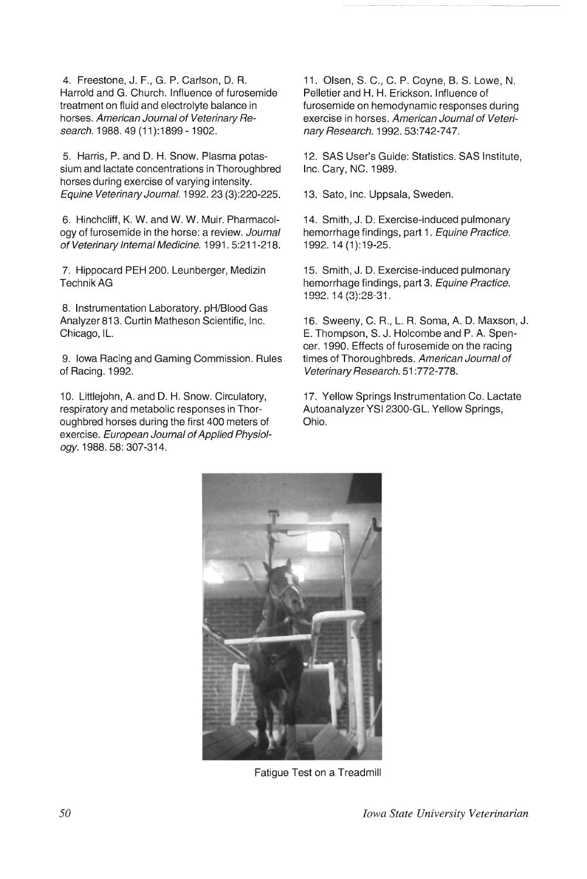4. Freestone, J. F., G. P. Carlson, D. R. Harrold and G. Church. Influence of furosemide treatment on fluid and electrolyte balance in horses. *American Journal of Veterinary Research.* 1988. 49 (11):1899 - 1902.

5. Harris, P. and D. H. Snow. Plasma potassium and lactate concentrations in Thoroughbred horses during exercise of varying intensity. *Equine Veterinary Journal.* 1992. 23 (3):220-225.

6. Hinchcliff, K. W. and W. W. Muir. Pharmacology of furosemide in the horse: a review. *Journal of Veterinary Internal Medicine.* 1991. 5:211-218.

7. Hippocard PEH 200. Leunberger, Medizin Technik AG

8. Instrumentation Laboratory. pH/Blood Gas Analyzer 813. Curtin Matheson Scientific, Inc. Chicago, IL.

9. Iowa Racing and Gaming Commission. Rules of Racing. 1992.

10. Littlejohn, A. and D. H. Snow. Circulatory, respiratory and metabolic responses in Thoroughbred horses during the first 400 meters of exercise. *European Journal of Applied Physiology.* 1988. 58: 307-314.

11. Olsen, S. C., C. P. Coyne, B. S. Lowe, N. Pelletier and H. H. Erickson. Influence of furosemide on hemodynamic responses during exercise in horses. *American Journal of Veterinary Research.* 1992. 53:742-747.

12. SAS User's Guide: Statistics. SAS Institute, Inc. Cary, NC. 1989.

13. Sato, Inc. Uppsala, Sweden.

14. Smith, J. D. Exercise-induced pulmonary hemorrhage findings, part 1. *Equine Practice.* 1992. 14 (1):19-25.

15. Smith, J. D. Exercise-induced pulmonary hemorrhage findings, part 3. *Equine Practice.* 1992. 14 (3):28-31.

16. Sweeny, C. R., L. R. Soma, A. D. Maxson, J. E. Thompson, S. J. Holcombe and P. A. Spencer. 1990. Effects of furosemide on the racing times of Thoroughbreds. *American Journal of Veterinary Research.* 51:772-778.

17. Yellow Springs Instrumentation Co. Lactate Autoanalyzer YSI 2300-GL. Yellow Springs, Ohio.

Fatigue Test on a Treadmill